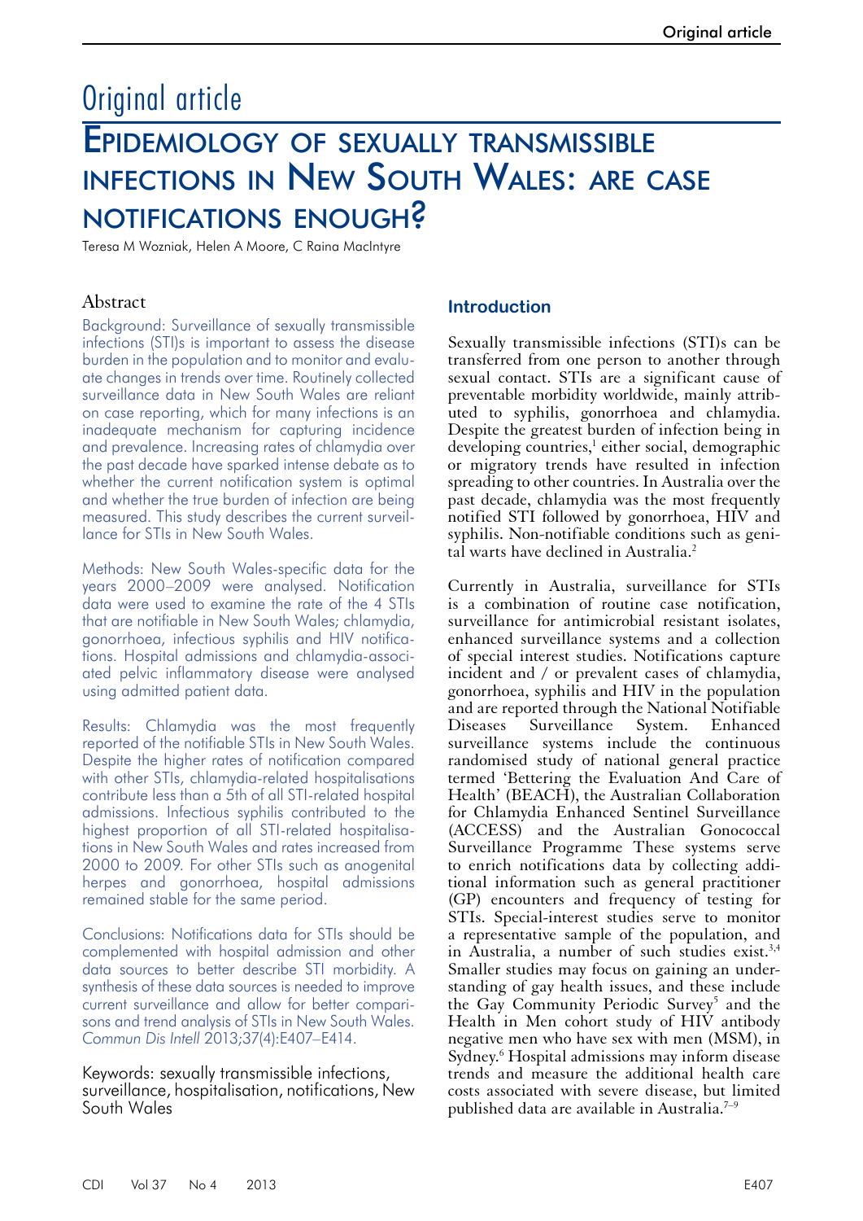# Original article

# Epidemiology of sexually transmissible infections in New South Wales: are case notifications enough?

Teresa M Wozniak, Helen A Moore, C Raina MacIntyre

## Abstract

Background: Surveillance of sexually transmissible infections (STI)s is important to assess the disease burden in the population and to monitor and evaluate changes in trends over time. Routinely collected surveillance data in New South Wales are reliant on case reporting, which for many infections is an inadequate mechanism for capturing incidence and prevalence. Increasing rates of chlamydia over the past decade have sparked intense debate as to whether the current notification system is optimal and whether the true burden of infection are being measured. This study describes the current surveillance for STIs in New South Wales.

Methods: New South Wales-specific data for the years 2000–2009 were analysed. Notification data were used to examine the rate of the 4 STIs that are notifiable in New South Wales; chlamydia, gonorrhoea, infectious syphilis and HIV notifications. Hospital admissions and chlamydia-associated pelvic inflammatory disease were analysed using admitted patient data.

Results: Chlamydia was the most frequently reported of the notifiable STIs in New South Wales. Despite the higher rates of notification compared with other STIs, chlamydia-related hospitalisations contribute less than a 5th of all STI-related hospital admissions. Infectious syphilis contributed to the highest proportion of all STI-related hospitalisations in New South Wales and rates increased from 2000 to 2009. For other STIs such as anogenital herpes and gonorrhoea, hospital admissions remained stable for the same period.

Conclusions: Notifications data for STIs should be complemented with hospital admission and other data sources to better describe STI morbidity. A synthesis of these data sources is needed to improve current surveillance and allow for better comparisons and trend analysis of STIs in New South Wales. *Commun Dis Intell* 2013;37(4):E407–E414.

Keywords: sexually transmissible infections, surveillance, hospitalisation, notifications, New South Wales

## Introduction

Sexually transmissible infections (STI)s can be transferred from one person to another through sexual contact. STIs are a significant cause of preventable morbidity worldwide, mainly attributed to syphilis, gonorrhoea and chlamydia. Despite the greatest burden of infection being in developing countries,[1] either social, demographic or migratory trends have resulted in infection spreading to other countries. In Australia over the past decade, chlamydia was the most frequently notified STI followed by gonorrhoea, HIV and syphilis. Non-notifiable conditions such as genital warts have declined in Australia.[2]

Currently in Australia, surveillance for STIs is a combination of routine case notification, surveillance for antimicrobial resistant isolates, enhanced surveillance systems and a collection of special interest studies. Notifications capture incident and / or prevalent cases of chlamydia, gonorrhoea, syphilis and HIV in the population and are reported through the National Notifiable Diseases Surveillance System. Enhanced surveillance systems include the continuous randomised study of national general practice termed 'Bettering the Evaluation And Care of Health' (BEACH), the Australian Collaboration for Chlamydia Enhanced Sentinel Surveillance (ACCESS) and the Australian Gonococcal Surveillance Programme These systems serve to enrich notifications data by collecting additional information such as general practitioner (GP) encounters and frequency of testing for STIs. Special-interest studies serve to monitor a representative sample of the population, and in Australia, a number of such studies exist.[3,4] Smaller studies may focus on gaining an understanding of gay health issues, and these include the Gay Community Periodic Survey[5] and the Health in Men cohort study of HIV antibody negative men who have sex with men (MSM), in Sydney.[6] Hospital admissions may inform disease trends and measure the additional health care costs associated with severe disease, but limited published data are available in Australia.[7–9]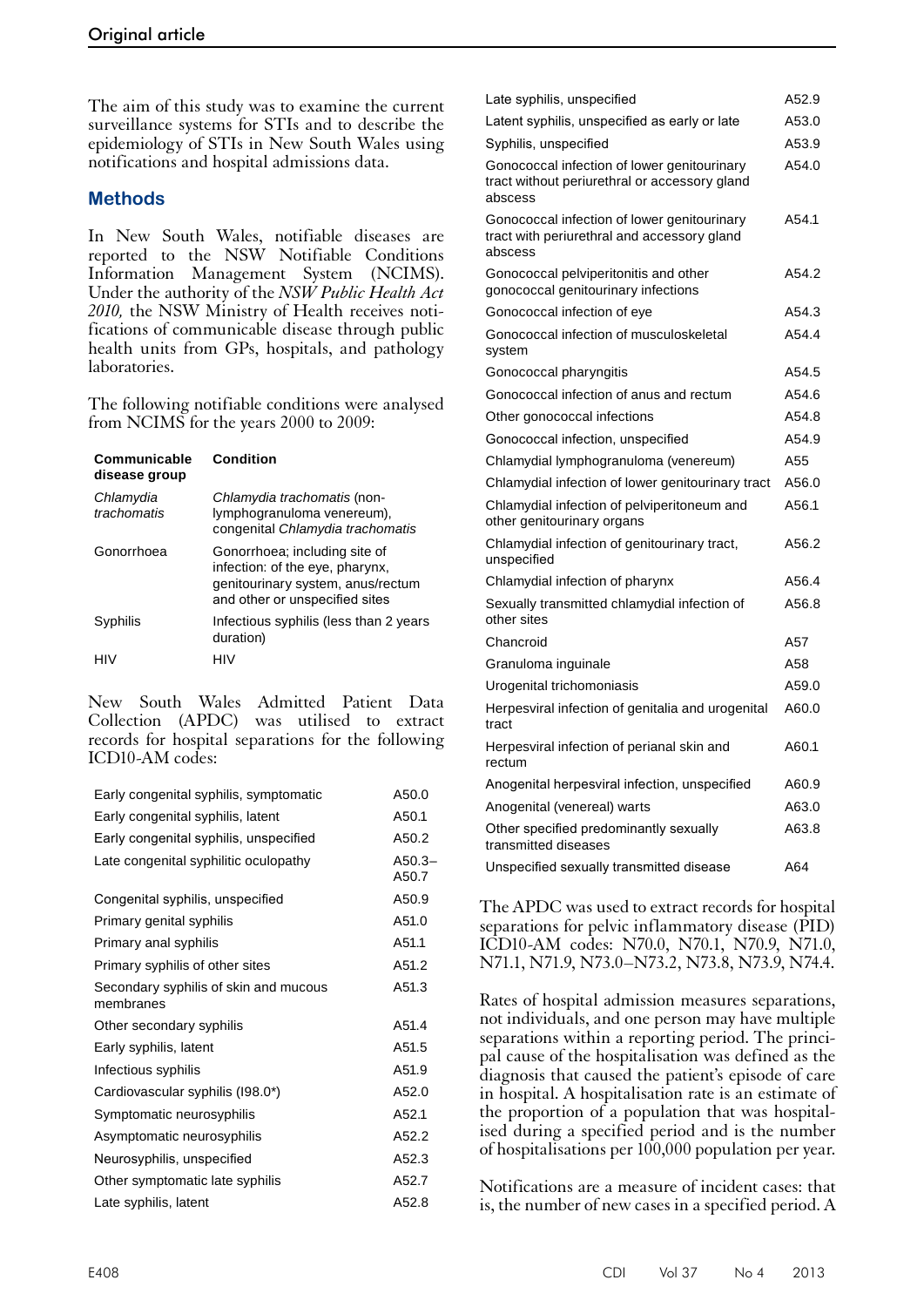The aim of this study was to examine the current surveillance systems for STIs and to describe the epidemiology of STIs in New South Wales using notifications and hospital admissions data.

## Methods

In New South Wales, notifiable diseases are reported to the NSW Notifiable Conditions Information Management System (NCIMS). Under the authority of the *NSW Public Health Act 2010,* the NSW Ministry of Health receives notifications of communicable disease through public health units from GPs, hospitals, and pathology laboratories.

The following notifiable conditions were analysed from NCIMS for the years 2000 to 2009:

| Communicable disease group | Condition |
|---|---|
| *Chlamydia trachomatis* | *Chlamydia trachomatis* (non-lymphogranuloma venereum), congenital *Chlamydia trachomatis* |
| Gonorrhoea | Gonorrhoea; including site of infection: of the eye, pharynx, genitourinary system, anus/rectum and other or unspecified sites |
| Syphilis | Infectious syphilis (less than 2 years duration) |
| HIV | HIV |

New South Wales Admitted Patient Data Collection (APDC) was utilised to extract records for hospital separations for the following ICD10-AM codes:

| | |
|---|---|
| Early congenital syphilis, symptomatic | A50.0 |
| Early congenital syphilis, latent | A50.1 |
| Early congenital syphilis, unspecified | A50.2 |
| Late congenital syphilitic oculopathy | A50.3–A50.7 |
| Congenital syphilis, unspecified | A50.9 |
| Primary genital syphilis | A51.0 |
| Primary anal syphilis | A51.1 |
| Primary syphilis of other sites | A51.2 |
| Secondary syphilis of skin and mucous membranes | A51.3 |
| Other secondary syphilis | A51.4 |
| Early syphilis, latent | A51.5 |
| Infectious syphilis | A51.9 |
| Cardiovascular syphilis (I98.0*) | A52.0 |
| Symptomatic neurosyphilis | A52.1 |
| Asymptomatic neurosyphilis | A52.2 |
| Neurosyphilis, unspecified | A52.3 |
| Other symptomatic late syphilis | A52.7 |
| Late syphilis, latent | A52.8 |
| Late syphilis, unspecified | A52.9 |
| Latent syphilis, unspecified as early or late | A53.0 |
| Syphilis, unspecified | A53.9 |
| Gonococcal infection of lower genitourinary tract without periurethral or accessory gland abscess | A54.0 |
| Gonococcal infection of lower genitourinary tract with periurethral and accessory gland abscess | A54.1 |
| Gonococcal pelviperitonitis and other gonococcal genitourinary infections | A54.2 |
| Gonococcal infection of eye | A54.3 |
| Gonococcal infection of musculoskeletal system | A54.4 |
| Gonococcal pharyngitis | A54.5 |
| Gonococcal infection of anus and rectum | A54.6 |
| Other gonococcal infections | A54.8 |
| Gonococcal infection, unspecified | A54.9 |
| Chlamydial lymphogranuloma (venereum) | A55 |
| Chlamydial infection of lower genitourinary tract | A56.0 |
| Chlamydial infection of pelviperitoneum and other genitourinary organs | A56.1 |
| Chlamydial infection of genitourinary tract, unspecified | A56.2 |
| Chlamydial infection of pharynx | A56.4 |
| Sexually transmitted chlamydial infection of other sites | A56.8 |
| Chancroid | A57 |
| Granuloma inguinale | A58 |
| Urogenital trichomoniasis | A59.0 |
| Herpesviral infection of genitalia and urogenital tract | A60.0 |
| Herpesviral infection of perianal skin and rectum | A60.1 |
| Anogenital herpesviral infection, unspecified | A60.9 |
| Anogenital (venereal) warts | A63.0 |
| Other specified predominantly sexually transmitted diseases | A63.8 |
| Unspecified sexually transmitted disease | A64 |

The APDC was used to extract records for hospital separations for pelvic inflammatory disease (PID) ICD10-AM codes: N70.0, N70.1, N70.9, N71.0, N71.1, N71.9, N73.0–N73.2, N73.8, N73.9, N74.4.

Rates of hospital admission measures separations, not individuals, and one person may have multiple separations within a reporting period. The principal cause of the hospitalisation was defined as the diagnosis that caused the patient's episode of care in hospital. A hospitalisation rate is an estimate of the proportion of a population that was hospitalised during a specified period and is the number of hospitalisations per 100,000 population per year.

Notifications are a measure of incident cases: that is, the number of new cases in a specified period. A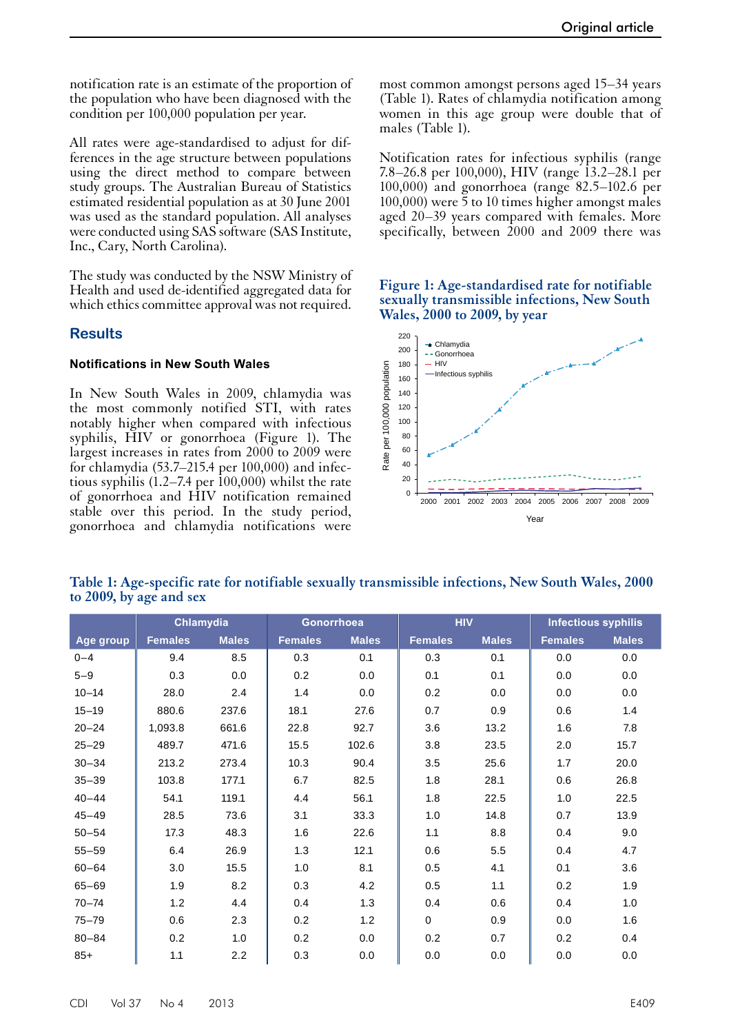notification rate is an estimate of the proportion of the population who have been diagnosed with the condition per 100,000 population per year.

All rates were age-standardised to adjust for differences in the age structure between populations using the direct method to compare between study groups. The Australian Bureau of Statistics estimated residential population as at 30 June 2001 was used as the standard population. All analyses were conducted using SAS software (SAS Institute, Inc., Cary, North Carolina).

The study was conducted by the NSW Ministry of Health and used de-identified aggregated data for which ethics committee approval was not required.

## Results

### Notifications in New South Wales

In New South Wales in 2009, chlamydia was the most commonly notified STI, with rates notably higher when compared with infectious syphilis, HIV or gonorrhoea (Figure 1). The largest increases in rates from 2000 to 2009 were for chlamydia (53.7–215.4 per 100,000) and infectious syphilis (1.2–7.4 per 100,000) whilst the rate of gonorrhoea and HIV notification remained stable over this period. In the study period, gonorrhoea and chlamydia notifications were most common amongst persons aged 15–34 years (Table 1). Rates of chlamydia notification among women in this age group were double that of males (Table 1).

Notification rates for infectious syphilis (range 7.8–26.8 per 100,000), HIV (range 13.2–28.1 per 100,000) and gonorrhoea (range 82.5–102.6 per 100,000) were 5 to 10 times higher amongst males aged 20–39 years compared with females. More specifically, between 2000 and 2009 there was

**Figure 1: Age-standardised rate for notifiable sexually transmissible infections, New South Wales, 2000 to 2009, by year**

**Table 1: Age-specific rate for notifiable sexually transmissible infections, New South Wales, 2000 to 2009, by age and sex**

| | Chlamydia | | Gonorrhoea | | HIV | | Infectious syphilis | |
|---|---|---|---|---|---|---|---|---|
| Age group | Females | Males | Females | Males | Females | Males | Females | Males |
| 0–4 | 9.4 | 8.5 | 0.3 | 0.1 | 0.3 | 0.1 | 0.0 | 0.0 |
| 5–9 | 0.3 | 0.0 | 0.2 | 0.0 | 0.1 | 0.1 | 0.0 | 0.0 |
| 10–14 | 28.0 | 2.4 | 1.4 | 0.0 | 0.2 | 0.0 | 0.0 | 0.0 |
| 15–19 | 880.6 | 237.6 | 18.1 | 27.6 | 0.7 | 0.9 | 0.6 | 1.4 |
| 20–24 | 1,093.8 | 661.6 | 22.8 | 92.7 | 3.6 | 13.2 | 1.6 | 7.8 |
| 25–29 | 489.7 | 471.6 | 15.5 | 102.6 | 3.8 | 23.5 | 2.0 | 15.7 |
| 30–34 | 213.2 | 273.4 | 10.3 | 90.4 | 3.5 | 25.6 | 1.7 | 20.0 |
| 35–39 | 103.8 | 177.1 | 6.7 | 82.5 | 1.8 | 28.1 | 0.6 | 26.8 |
| 40–44 | 54.1 | 119.1 | 4.4 | 56.1 | 1.8 | 22.5 | 1.0 | 22.5 |
| 45–49 | 28.5 | 73.6 | 3.1 | 33.3 | 1.0 | 14.8 | 0.7 | 13.9 |
| 50–54 | 17.3 | 48.3 | 1.6 | 22.6 | 1.1 | 8.8 | 0.4 | 9.0 |
| 55–59 | 6.4 | 26.9 | 1.3 | 12.1 | 0.6 | 5.5 | 0.4 | 4.7 |
| 60–64 | 3.0 | 15.5 | 1.0 | 8.1 | 0.5 | 4.1 | 0.1 | 3.6 |
| 65–69 | 1.9 | 8.2 | 0.3 | 4.2 | 0.5 | 1.1 | 0.2 | 1.9 |
| 70–74 | 1.2 | 4.4 | 0.4 | 1.3 | 0.4 | 0.6 | 0.4 | 1.0 |
| 75–79 | 0.6 | 2.3 | 0.2 | 1.2 | 0 | 0.9 | 0.0 | 1.6 |
| 80–84 | 0.2 | 1.0 | 0.2 | 0.0 | 0.2 | 0.7 | 0.2 | 0.4 |
| 85+ | 1.1 | 2.2 | 0.3 | 0.0 | 0.0 | 0.0 | 0.0 | 0.0 |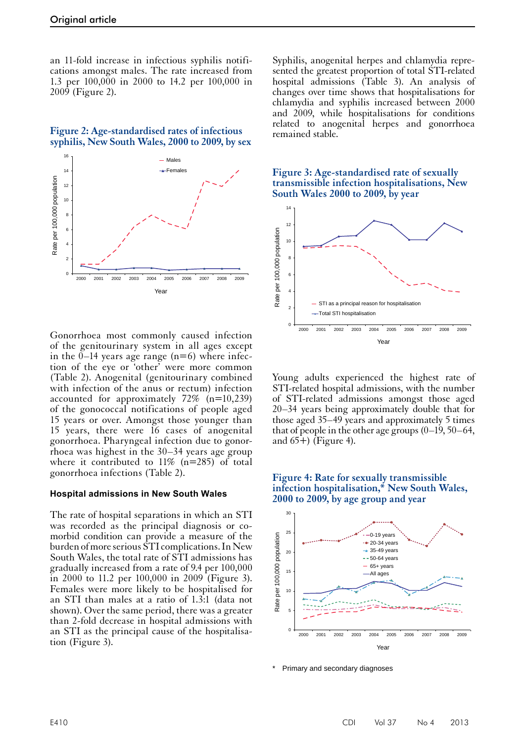an 11-fold increase in infectious syphilis notifications amongst males. The rate increased from 1.3 per 100,000 in 2000 to 14.2 per 100,000 in 2009 (Figure 2).

**Figure 2: Age-standardised rates of infectious syphilis, New South Wales, 2000 to 2009, by sex**

Gonorrhoea most commonly caused infection of the genitourinary system in all ages except in the 0–14 years age range (n=6) where infection of the eye or 'other' were more common (Table 2). Anogenital (genitourinary combined with infection of the anus or rectum) infection accounted for approximately 72% (n=10,239) of the gonococcal notifications of people aged 15 years or over. Amongst those younger than 15 years, there were 16 cases of anogenital gonorrhoea. Pharyngeal infection due to gonorrhoea was highest in the 30–34 years age group where it contributed to 11% (n=285) of total gonorrhoea infections (Table 2).

### Hospital admissions in New South Wales

The rate of hospital separations in which an STI was recorded as the principal diagnosis or co-morbid condition can provide a measure of the burden of more serious STI complications. In New South Wales, the total rate of STI admissions has gradually increased from a rate of 9.4 per 100,000 in 2000 to 11.2 per 100,000 in 2009 (Figure 3). Females were more likely to be hospitalised for an STI than males at a ratio of 1.3:1 (data not shown). Over the same period, there was a greater than 2-fold decrease in hospital admissions with an STI as the principal cause of the hospitalisation (Figure 3).

Syphilis, anogenital herpes and chlamydia represented the greatest proportion of total STI-related hospital admissions (Table 3). An analysis of changes over time shows that hospitalisations for chlamydia and syphilis increased between 2000 and 2009, while hospitalisations for conditions related to anogenital herpes and gonorrhoea remained stable.

**Figure 3: Age-standardised rate of sexually transmissible infection hospitalisations, New South Wales 2000 to 2009, by year**

Young adults experienced the highest rate of STI-related hospital admissions, with the number of STI-related admissions amongst those aged 20–34 years being approximately double that for those aged 35–49 years and approximately 5 times that of people in the other age groups (0–19, 50–64, and 65+) (Figure 4).

**Figure 4: Rate for sexually transmissible infection hospitalisation,* New South Wales, 2000 to 2009, by age group and year**

\* Primary and secondary diagnoses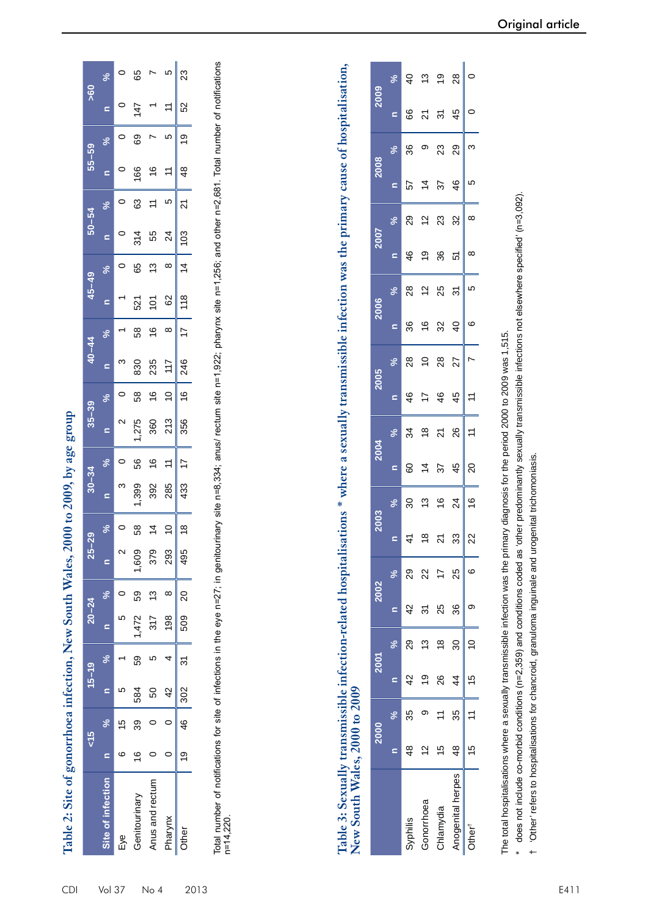## Table 2: Site of gonorrhoea infection, New South Wales, 2000 to 2009, by age group

| Site of infection | <15 | | 15–19 | | 20–24 | | 25–29 | | 30–34 | | 35–39 | | 40–44 | | 45–49 | | 50–54 | | 55–59 | | >60 | |
|---|---|---|---|---|---|---|---|---|---|---|---|---|---|---|---|---|---|---|---|---|---|---|
| | n | % | n | % | n | % | n | % | n | % | n | % | n | % | n | % | n | % | n | % | n | % |
| Eye | 6 | 15 | 5 | 1 | 5 | 0 | 2 | 0 | 3 | 0 | 2 | 0 | 3 | 1 | 1 | 0 | 0 | 0 | 0 | 0 | 0 | 0 |
| Genitourinary | 16 | 39 | 584 | 59 | 1,472 | 59 | 1,609 | 58 | 1,399 | 56 | 1,275 | 58 | 830 | 58 | 521 | 65 | 314 | 63 | 166 | 69 | 147 | 65 |
| Anus and rectum | 0 | 0 | 50 | 5 | 317 | 13 | 379 | 14 | 392 | 16 | 360 | 16 | 235 | 16 | 101 | 13 | 55 | 11 | 16 | 7 | 1 | 7 |
| Pharynx | 0 | 0 | 42 | 4 | 198 | 8 | 293 | 10 | 285 | 11 | 213 | 10 | 117 | 8 | 62 | 8 | 24 | 5 | 11 | 5 | 11 | 5 |
| Other | 19 | 46 | 302 | 31 | 509 | 20 | 495 | 18 | 433 | 17 | 356 | 16 | 246 | 17 | 118 | 14 | 103 | 21 | 48 | 19 | 52 | 23 |

Total number of notifications for site of infections in the eye n=27; in genitourinary site n=8,334; anus/ rectum site n=1,922; pharynx site n=1,256; and other n=2,681. Total number of notifications n=14,220.

## Table 3: Sexually transmissible infection-related hospitalisations * where a sexually transmissible infection was the primary cause of hospitalisation, New South Wales, 2000 to 2009

| | 2000 | | 2001 | | 2002 | | 2003 | | 2004 | | 2005 | | 2006 | | 2007 | | 2008 | | 2009 | |
|---|---|---|---|---|---|---|---|---|---|---|---|---|---|---|---|---|---|---|---|---|
| | n | % | n | % | n | % | n | % | n | % | n | % | n | % | n | % | n | % | n | % |
| Syphilis | 48 | 35 | 42 | 29 | 42 | 29 | 41 | 30 | 60 | 34 | 46 | 28 | 36 | 28 | 46 | 29 | 57 | 36 | 66 | 40 |
| Gonorrhoea | 12 | 9 | 19 | 13 | 31 | 22 | 18 | 13 | 14 | 18 | 17 | 10 | 16 | 12 | 19 | 12 | 14 | 9 | 21 | 13 |
| Chlamydia | 15 | 11 | 26 | 18 | 25 | 17 | 21 | 16 | 37 | 21 | 46 | 28 | 32 | 25 | 36 | 23 | 37 | 23 | 31 | 19 |
| Anogenital herpes | 48 | 35 | 44 | 30 | 36 | 25 | 33 | 24 | 45 | 26 | 45 | 27 | 40 | 31 | 51 | 32 | 46 | 29 | 45 | 28 |
| Other† | 15 | 11 | 15 | 10 | 9 | 6 | 22 | 16 | 20 | 11 | 11 | 7 | 6 | 5 | 8 | 8 | 5 | 3 | 0 | 0 |

The total hospitalisations where a sexually transmissible infection was the primary diagnosis for the period 2000 to 2009 was 1,515.

\* does not include co-morbid conditions (n=2,359) and conditions coded as 'other predominantly sexually transmissible infections not elsewhere specified' (n=3,092).

† 'Other' refers to hospitalisations for chancroid, granuloma inguinale and urogenital trichomoniasis.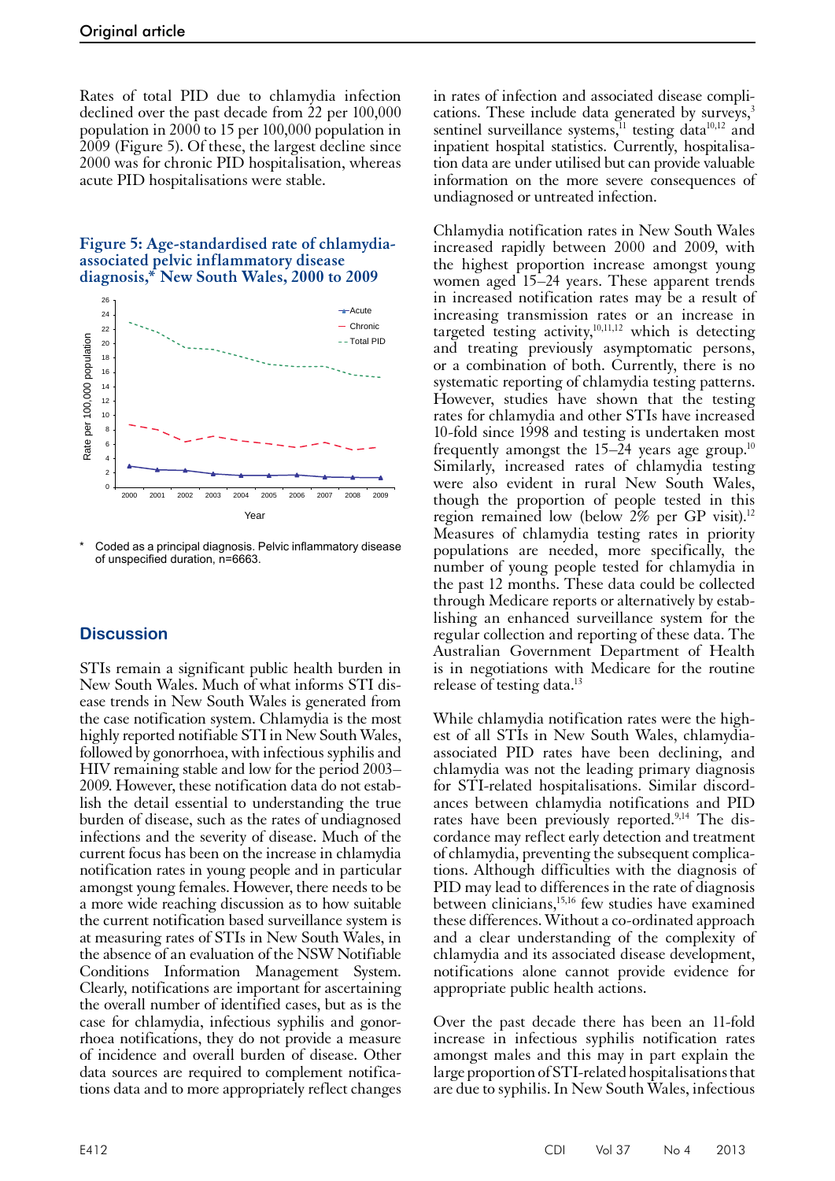Rates of total PID due to chlamydia infection declined over the past decade from 22 per 100,000 population in 2000 to 15 per 100,000 population in 2009 (Figure 5). Of these, the largest decline since 2000 was for chronic PID hospitalisation, whereas acute PID hospitalisations were stable.

**Figure 5: Age-standardised rate of chlamydia-associated pelvic inflammatory disease diagnosis,* New South Wales, 2000 to 2009**

\* Coded as a principal diagnosis. Pelvic inflammatory disease of unspecified duration, n=6663.

## Discussion

STIs remain a significant public health burden in New South Wales. Much of what informs STI disease trends in New South Wales is generated from the case notification system. Chlamydia is the most highly reported notifiable STI in New South Wales, followed by gonorrhoea, with infectious syphilis and HIV remaining stable and low for the period 2003–2009. However, these notification data do not establish the detail essential to understanding the true burden of disease, such as the rates of undiagnosed infections and the severity of disease. Much of the current focus has been on the increase in chlamydia notification rates in young people and in particular amongst young females. However, there needs to be a more wide reaching discussion as to how suitable the current notification based surveillance system is at measuring rates of STIs in New South Wales, in the absence of an evaluation of the NSW Notifiable Conditions Information Management System. Clearly, notifications are important for ascertaining the overall number of identified cases, but as is the case for chlamydia, infectious syphilis and gonorrhoea notifications, they do not provide a measure of incidence and overall burden of disease. Other data sources are required to complement notifications data and to more appropriately reflect changes in rates of infection and associated disease complications. These include data generated by surveys,[3] sentinel surveillance systems,[11] testing data[10,12] and inpatient hospital statistics. Currently, hospitalisation data are under utilised but can provide valuable information on the more severe consequences of undiagnosed or untreated infection.

Chlamydia notification rates in New South Wales increased rapidly between 2000 and 2009, with the highest proportion increase amongst young women aged 15–24 years. These apparent trends in increased notification rates may be a result of increasing transmission rates or an increase in targeted testing activity,[10,11,12] which is detecting and treating previously asymptomatic persons, or a combination of both. Currently, there is no systematic reporting of chlamydia testing patterns. However, studies have shown that the testing rates for chlamydia and other STIs have increased 10-fold since 1998 and testing is undertaken most frequently amongst the 15–24 years age group.[10] Similarly, increased rates of chlamydia testing were also evident in rural New South Wales, though the proportion of people tested in this region remained low (below 2% per GP visit).[12] Measures of chlamydia testing rates in priority populations are needed, more specifically, the number of young people tested for chlamydia in the past 12 months. These data could be collected through Medicare reports or alternatively by establishing an enhanced surveillance system for the regular collection and reporting of these data. The Australian Government Department of Health is in negotiations with Medicare for the routine release of testing data.[13]

While chlamydia notification rates were the highest of all STIs in New South Wales, chlamydia-associated PID rates have been declining, and chlamydia was not the leading primary diagnosis for STI-related hospitalisations. Similar discordances between chlamydia notifications and PID rates have been previously reported.[9,14] The discordance may reflect early detection and treatment of chlamydia, preventing the subsequent complications. Although difficulties with the diagnosis of PID may lead to differences in the rate of diagnosis between clinicians,[15,16] few studies have examined these differences. Without a co-ordinated approach and a clear understanding of the complexity of chlamydia and its associated disease development, notifications alone cannot provide evidence for appropriate public health actions.

Over the past decade there has been an 11-fold increase in infectious syphilis notification rates amongst males and this may in part explain the large proportion of STI-related hospitalisations that are due to syphilis. In New South Wales, infectious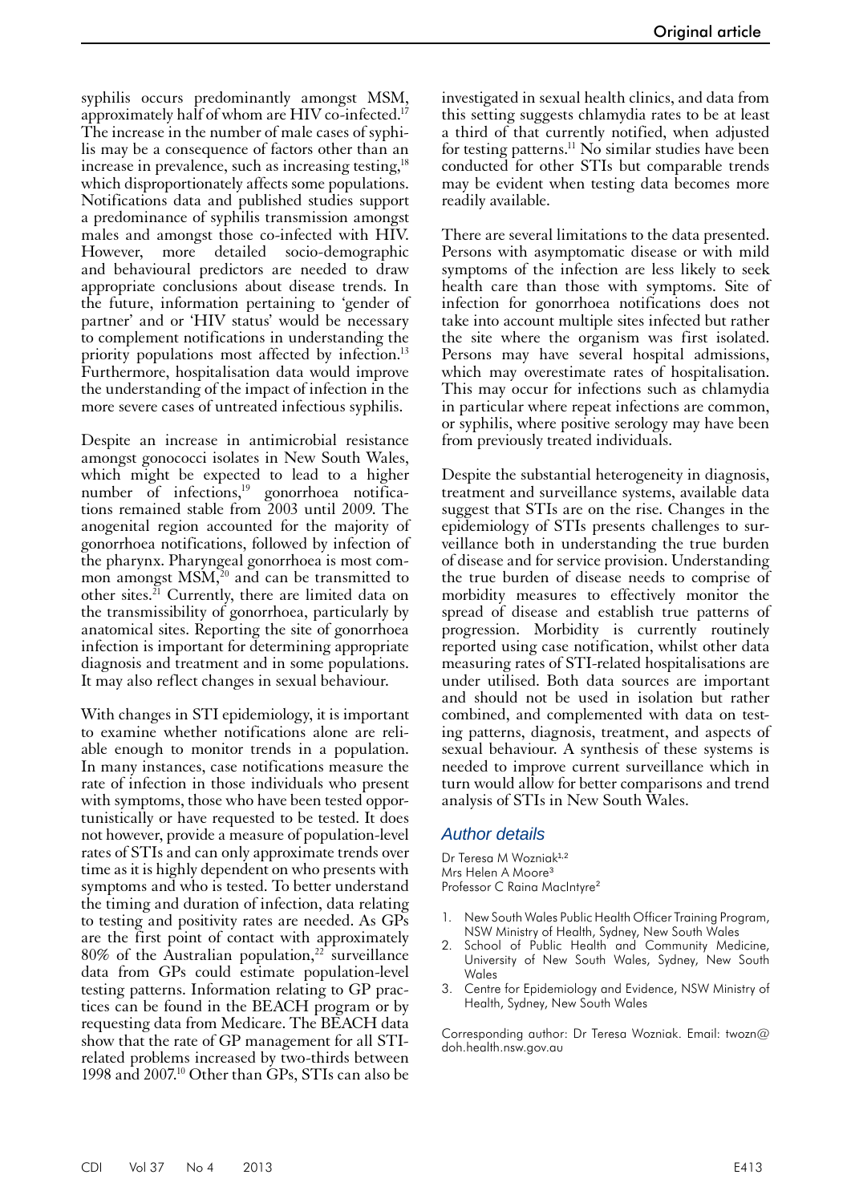syphilis occurs predominantly amongst MSM, approximately half of whom are HIV co-infected.[17] The increase in the number of male cases of syphilis may be a consequence of factors other than an increase in prevalence, such as increasing testing,[18] which disproportionately affects some populations. Notifications data and published studies support a predominance of syphilis transmission amongst males and amongst those co-infected with HIV. However, more detailed socio-demographic and behavioural predictors are needed to draw appropriate conclusions about disease trends. In the future, information pertaining to 'gender of partner' and or 'HIV status' would be necessary to complement notifications in understanding the priority populations most affected by infection.[13] Furthermore, hospitalisation data would improve the understanding of the impact of infection in the more severe cases of untreated infectious syphilis.

Despite an increase in antimicrobial resistance amongst gonococci isolates in New South Wales, which might be expected to lead to a higher number of infections,[19] gonorrhoea notifications remained stable from 2003 until 2009. The anogenital region accounted for the majority of gonorrhoea notifications, followed by infection of the pharynx. Pharyngeal gonorrhoea is most common amongst MSM,[20] and can be transmitted to other sites.[21] Currently, there are limited data on the transmissibility of gonorrhoea, particularly by anatomical sites. Reporting the site of gonorrhoea infection is important for determining appropriate diagnosis and treatment and in some populations. It may also reflect changes in sexual behaviour.

With changes in STI epidemiology, it is important to examine whether notifications alone are reliable enough to monitor trends in a population. In many instances, case notifications measure the rate of infection in those individuals who present with symptoms, those who have been tested opportunistically or have requested to be tested. It does not however, provide a measure of population-level rates of STIs and can only approximate trends over time as it is highly dependent on who presents with symptoms and who is tested. To better understand the timing and duration of infection, data relating to testing and positivity rates are needed. As GPs are the first point of contact with approximately 80% of the Australian population,[22] surveillance data from GPs could estimate population-level testing patterns. Information relating to GP practices can be found in the BEACH program or by requesting data from Medicare. The BEACH data show that the rate of GP management for all STI-related problems increased by two-thirds between 1998 and 2007.[10] Other than GPs, STIs can also be investigated in sexual health clinics, and data from this setting suggests chlamydia rates to be at least a third of that currently notified, when adjusted for testing patterns.[11] No similar studies have been conducted for other STIs but comparable trends may be evident when testing data becomes more readily available.

There are several limitations to the data presented. Persons with asymptomatic disease or with mild symptoms of the infection are less likely to seek health care than those with symptoms. Site of infection for gonorrhoea notifications does not take into account multiple sites infected but rather the site where the organism was first isolated. Persons may have several hospital admissions, which may overestimate rates of hospitalisation. This may occur for infections such as chlamydia in particular where repeat infections are common, or syphilis, where positive serology may have been from previously treated individuals.

Despite the substantial heterogeneity in diagnosis, treatment and surveillance systems, available data suggest that STIs are on the rise. Changes in the epidemiology of STIs presents challenges to surveillance both in understanding the true burden of disease and for service provision. Understanding the true burden of disease needs to comprise of morbidity measures to effectively monitor the spread of disease and establish true patterns of progression. Morbidity is currently routinely reported using case notification, whilst other data measuring rates of STI-related hospitalisations are under utilised. Both data sources are important and should not be used in isolation but rather combined, and complemented with data on testing patterns, diagnosis, treatment, and aspects of sexual behaviour. A synthesis of these systems is needed to improve current surveillance which in turn would allow for better comparisons and trend analysis of STIs in New South Wales.

## Author details

Dr Teresa M Wozniak[1,2]
Mrs Helen A Moore[3]
Professor C Raina MacIntyre[2]

1. New South Wales Public Health Officer Training Program, NSW Ministry of Health, Sydney, New South Wales
2. School of Public Health and Community Medicine, University of New South Wales, Sydney, New South Wales
3. Centre for Epidemiology and Evidence, NSW Ministry of Health, Sydney, New South Wales

Corresponding author: Dr Teresa Wozniak. Email: twozn@doh.health.nsw.gov.au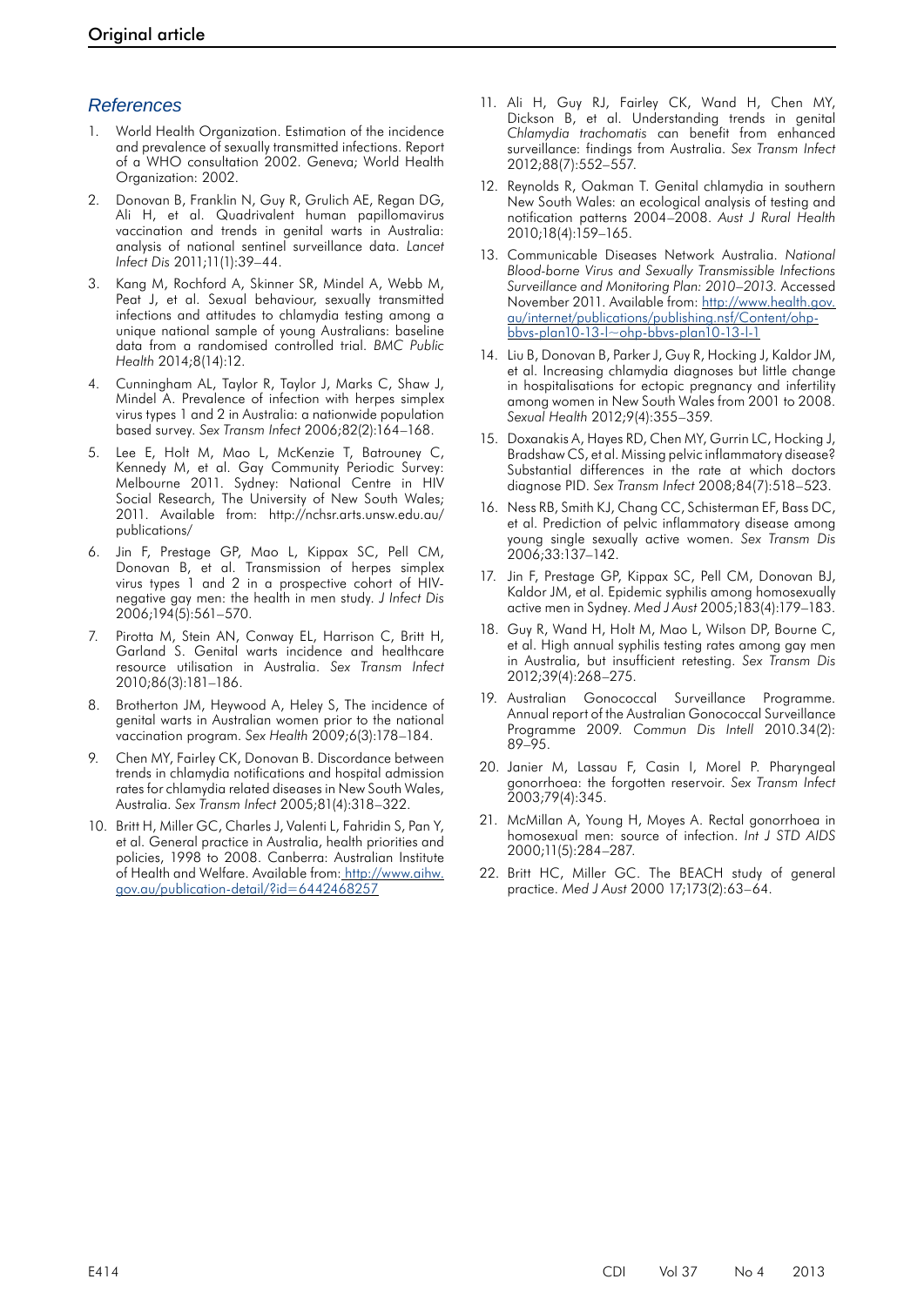## References

1. World Health Organization. Estimation of the incidence and prevalence of sexually transmitted infections. Report of a WHO consultation 2002. Geneva; World Health Organization: 2002.
2. Donovan B, Franklin N, Guy R, Grulich AE, Regan DG, Ali H, et al. Quadrivalent human papillomavirus vaccination and trends in genital warts in Australia: analysis of national sentinel surveillance data. *Lancet Infect Dis* 2011;11(1):39–44.
3. Kang M, Rochford A, Skinner SR, Mindel A, Webb M, Peat J, et al. Sexual behaviour, sexually transmitted infections and attitudes to chlamydia testing among a unique national sample of young Australians: baseline data from a randomised controlled trial. *BMC Public Health* 2014;8(14):12.
4. Cunningham AL, Taylor R, Taylor J, Marks C, Shaw J, Mindel A. Prevalence of infection with herpes simplex virus types 1 and 2 in Australia: a nationwide population based survey. *Sex Transm Infect* 2006;82(2):164–168.
5. Lee E, Holt M, Mao L, McKenzie T, Batrouney C, Kennedy M, et al. Gay Community Periodic Survey: Melbourne 2011. Sydney: National Centre in HIV Social Research, The University of New South Wales; 2011. Available from: http://nchsr.arts.unsw.edu.au/publications/
6. Jin F, Prestage GP, Mao L, Kippax SC, Pell CM, Donovan B, et al. Transmission of herpes simplex virus types 1 and 2 in a prospective cohort of HIV-negative gay men: the health in men study. *J Infect Dis* 2006;194(5):561–570.
7. Pirotta M, Stein AN, Conway EL, Harrison C, Britt H, Garland S. Genital warts incidence and healthcare resource utilisation in Australia. *Sex Transm Infect* 2010;86(3):181–186.
8. Brotherton JM, Heywood A, Heley S, The incidence of genital warts in Australian women prior to the national vaccination program. *Sex Health* 2009;6(3):178–184.
9. Chen MY, Fairley CK, Donovan B. Discordance between trends in chlamydia notifications and hospital admission rates for chlamydia related diseases in New South Wales, Australia. *Sex Transm Infect* 2005;81(4):318–322.
10. Britt H, Miller GC, Charles J, Valenti L, Fahridin S, Pan Y, et al. General practice in Australia, health priorities and policies, 1998 to 2008. Canberra: Australian Institute of Health and Welfare. Available from: http://www.aihw.gov.au/publication-detail/?id=6442468257
11. Ali H, Guy RJ, Fairley CK, Wand H, Chen MY, Dickson B, et al. Understanding trends in genital *Chlamydia trachomatis* can benefit from enhanced surveillance: findings from Australia. *Sex Transm Infect* 2012;88(7):552–557.
12. Reynolds R, Oakman T. Genital chlamydia in southern New South Wales: an ecological analysis of testing and notification patterns 2004–2008. *Aust J Rural Health* 2010;18(4):159–165.
13. Communicable Diseases Network Australia. *National Blood-borne Virus and Sexually Transmissible Infections Surveillance and Monitoring Plan: 2010–2013.* Accessed November 2011. Available from: http://www.health.gov.au/internet/publications/publishing.nsf/Content/ohp-bbvs-plan10-13-l~ohp-bbvs-plan10-13-l-1
14. Liu B, Donovan B, Parker J, Guy R, Hocking J, Kaldor JM, et al. Increasing chlamydia diagnoses but little change in hospitalisations for ectopic pregnancy and infertility among women in New South Wales from 2001 to 2008. *Sexual Health* 2012;9(4):355–359.
15. Doxanakis A, Hayes RD, Chen MY, Gurrin LC, Hocking J, Bradshaw CS, et al. Missing pelvic inflammatory disease? Substantial differences in the rate at which doctors diagnose PID. *Sex Transm Infect* 2008;84(7):518–523.
16. Ness RB, Smith KJ, Chang CC, Schisterman EF, Bass DC, et al. Prediction of pelvic inflammatory disease among young single sexually active women. *Sex Transm Dis* 2006;33:137–142.
17. Jin F, Prestage GP, Kippax SC, Pell CM, Donovan BJ, Kaldor JM, et al. Epidemic syphilis among homosexually active men in Sydney. *Med J Aust* 2005;183(4):179–183.
18. Guy R, Wand H, Holt M, Mao L, Wilson DP, Bourne C, et al. High annual syphilis testing rates among gay men in Australia, but insufficient retesting. *Sex Transm Dis* 2012;39(4):268–275.
19. Australian Gonococcal Surveillance Programme. Annual report of the Australian Gonococcal Surveillance Programme 2009. *Commun Dis Intell* 2010.34(2):89–95.
20. Janier M, Lassau F, Casin I, Morel P. Pharyngeal gonorrhoea: the forgotten reservoir. *Sex Transm Infect* 2003;79(4):345.
21. McMillan A, Young H, Moyes A. Rectal gonorrhoea in homosexual men: source of infection. *Int J STD AIDS* 2000;11(5):284–287.
22. Britt HC, Miller GC. The BEACH study of general practice. *Med J Aust* 2000 17;173(2):63–64.